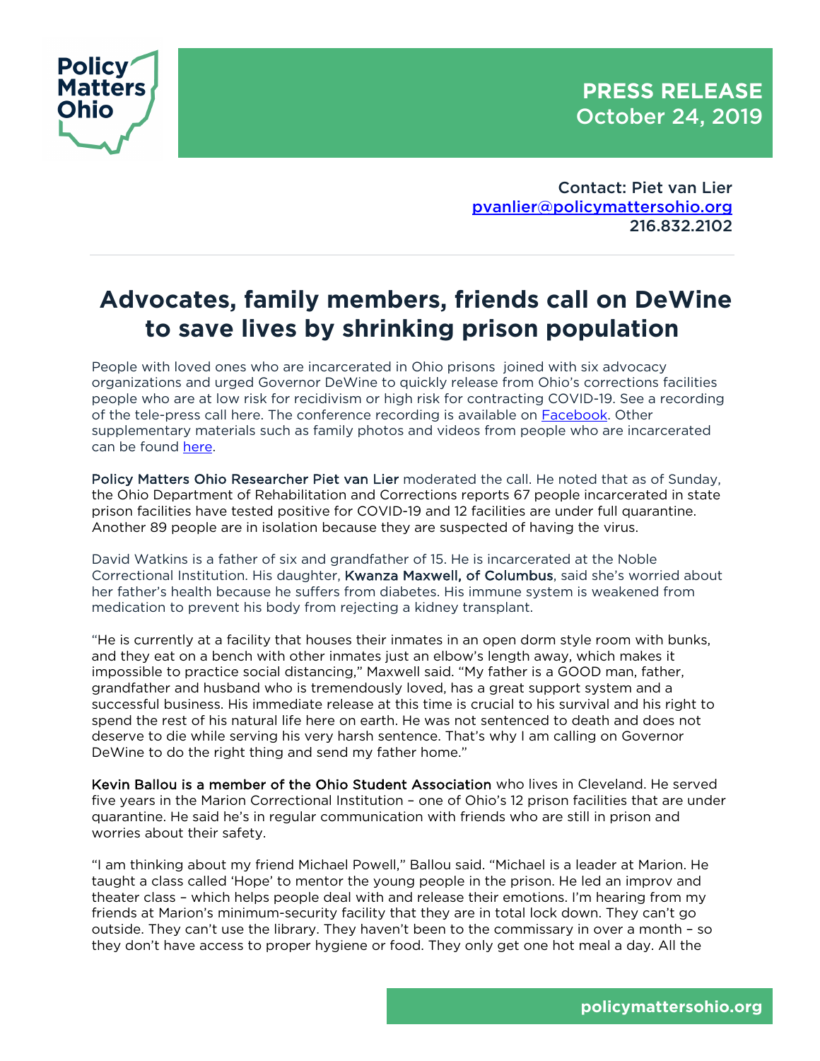Policy Matters Ohio

**PRESS RELEASE**
October 24, 2019

Contact: Piet van Lier
[pvanlier@policymattersohio.org](mailto:pvanlier@policymattersohio.org)
216.832.2102

---

# Advocates, family members, friends call on DeWine to save lives by shrinking prison population

People with loved ones who are incarcerated in Ohio prisons joined with six advocacy organizations and urged Governor DeWine to quickly release from Ohio's corrections facilities people who are at low risk for recidivism or high risk for contracting COVID-19. See a recording of the tele-press call here. The conference recording is available on [Facebook](). Other supplementary materials such as family photos and videos from people who are incarcerated can be found [here]().

Policy Matters Ohio Researcher Piet van Lier moderated the call. He noted that as of Sunday, the Ohio Department of Rehabilitation and Corrections reports 67 people incarcerated in state prison facilities have tested positive for COVID-19 and 12 facilities are under full quarantine. Another 89 people are in isolation because they are suspected of having the virus.

David Watkins is a father of six and grandfather of 15. He is incarcerated at the Noble Correctional Institution. His daughter, Kwanza Maxwell, of Columbus, said she's worried about her father's health because he suffers from diabetes. His immune system is weakened from medication to prevent his body from rejecting a kidney transplant.

"He is currently at a facility that houses their inmates in an open dorm style room with bunks, and they eat on a bench with other inmates just an elbow's length away, which makes it impossible to practice social distancing," Maxwell said. "My father is a GOOD man, father, grandfather and husband who is tremendously loved, has a great support system and a successful business. His immediate release at this time is crucial to his survival and his right to spend the rest of his natural life here on earth. He was not sentenced to death and does not deserve to die while serving his very harsh sentence. That's why I am calling on Governor DeWine to do the right thing and send my father home."

Kevin Ballou is a member of the Ohio Student Association who lives in Cleveland. He served five years in the Marion Correctional Institution – one of Ohio's 12 prison facilities that are under quarantine. He said he's in regular communication with friends who are still in prison and worries about their safety.

"I am thinking about my friend Michael Powell," Ballou said. "Michael is a leader at Marion. He taught a class called 'Hope' to mentor the young people in the prison. He led an improv and theater class – which helps people deal with and release their emotions. I'm hearing from my friends at Marion's minimum-security facility that they are in total lock down. They can't go outside. They can't use the library. They haven't been to the commissary in over a month – so they don't have access to proper hygiene or food. They only get one hot meal a day. All the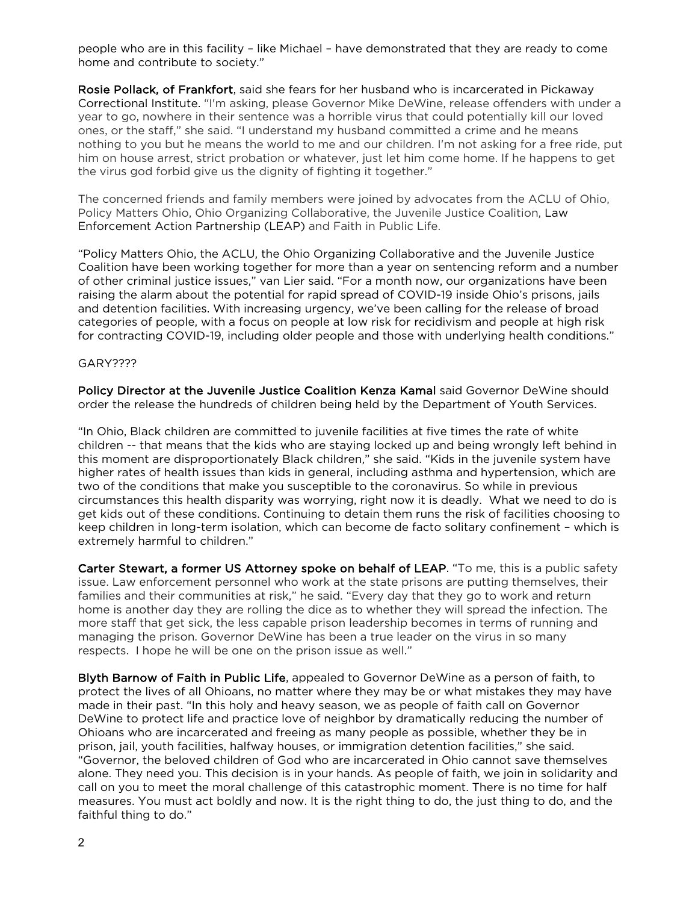people who are in this facility – like Michael – have demonstrated that they are ready to come home and contribute to society."

**Rosie Pollack, of Frankfort**, said she fears for her husband who is incarcerated in Pickaway Correctional Institute. "I'm asking, please Governor Mike DeWine, release offenders with under a year to go, nowhere in their sentence was a horrible virus that could potentially kill our loved ones, or the staff," she said. "I understand my husband committed a crime and he means nothing to you but he means the world to me and our children. I'm not asking for a free ride, put him on house arrest, strict probation or whatever, just let him come home. If he happens to get the virus god forbid give us the dignity of fighting it together."

The concerned friends and family members were joined by advocates from the ACLU of Ohio, Policy Matters Ohio, Ohio Organizing Collaborative, the Juvenile Justice Coalition, Law Enforcement Action Partnership (LEAP) and Faith in Public Life.

"Policy Matters Ohio, the ACLU, the Ohio Organizing Collaborative and the Juvenile Justice Coalition have been working together for more than a year on sentencing reform and a number of other criminal justice issues," van Lier said. "For a month now, our organizations have been raising the alarm about the potential for rapid spread of COVID-19 inside Ohio's prisons, jails and detention facilities. With increasing urgency, we've been calling for the release of broad categories of people, with a focus on people at low risk for recidivism and people at high risk for contracting COVID-19, including older people and those with underlying health conditions."

GARY????

**Policy Director at the Juvenile Justice Coalition Kenza Kamal** said Governor DeWine should order the release the hundreds of children being held by the Department of Youth Services.

"In Ohio, Black children are committed to juvenile facilities at five times the rate of white children -- that means that the kids who are staying locked up and being wrongly left behind in this moment are disproportionately Black children," she said. "Kids in the juvenile system have higher rates of health issues than kids in general, including asthma and hypertension, which are two of the conditions that make you susceptible to the coronavirus. So while in previous circumstances this health disparity was worrying, right now it is deadly. What we need to do is get kids out of these conditions. Continuing to detain them runs the risk of facilities choosing to keep children in long-term isolation, which can become de facto solitary confinement – which is extremely harmful to children."

**Carter Stewart, a former US Attorney spoke on behalf of LEAP**. "To me, this is a public safety issue. Law enforcement personnel who work at the state prisons are putting themselves, their families and their communities at risk," he said. "Every day that they go to work and return home is another day they are rolling the dice as to whether they will spread the infection. The more staff that get sick, the less capable prison leadership becomes in terms of running and managing the prison. Governor DeWine has been a true leader on the virus in so many respects. I hope he will be one on the prison issue as well."

**Blyth Barnow of Faith in Public Life**, appealed to Governor DeWine as a person of faith, to protect the lives of all Ohioans, no matter where they may be or what mistakes they may have made in their past. "In this holy and heavy season, we as people of faith call on Governor DeWine to protect life and practice love of neighbor by dramatically reducing the number of Ohioans who are incarcerated and freeing as many people as possible, whether they be in prison, jail, youth facilities, halfway houses, or immigration detention facilities," she said. "Governor, the beloved children of God who are incarcerated in Ohio cannot save themselves alone. They need you. This decision is in your hands. As people of faith, we join in solidarity and call on you to meet the moral challenge of this catastrophic moment. There is no time for half measures. You must act boldly and now. It is the right thing to do, the just thing to do, and the faithful thing to do."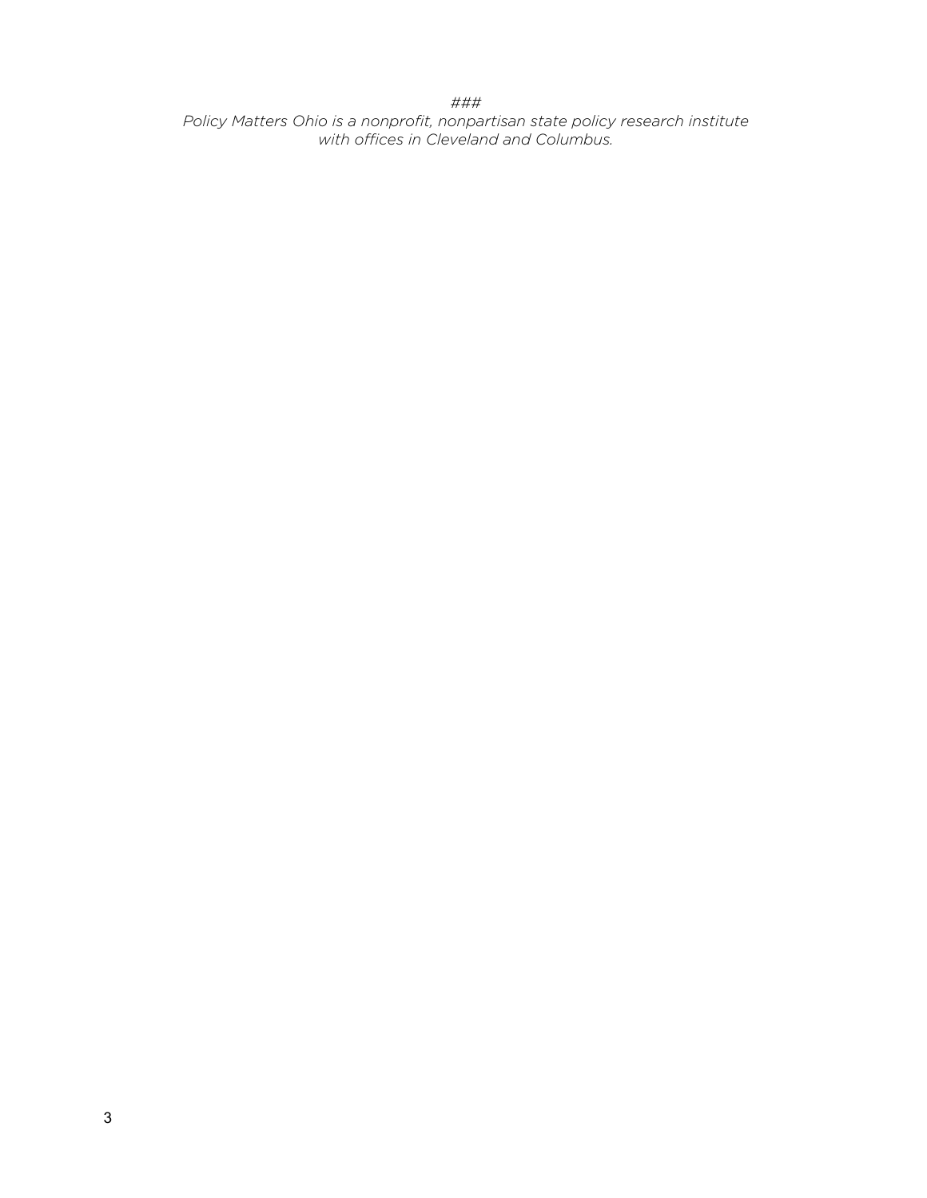*###*

*Policy Matters Ohio is a nonprofit, nonpartisan state policy research institute with offices in Cleveland and Columbus.*